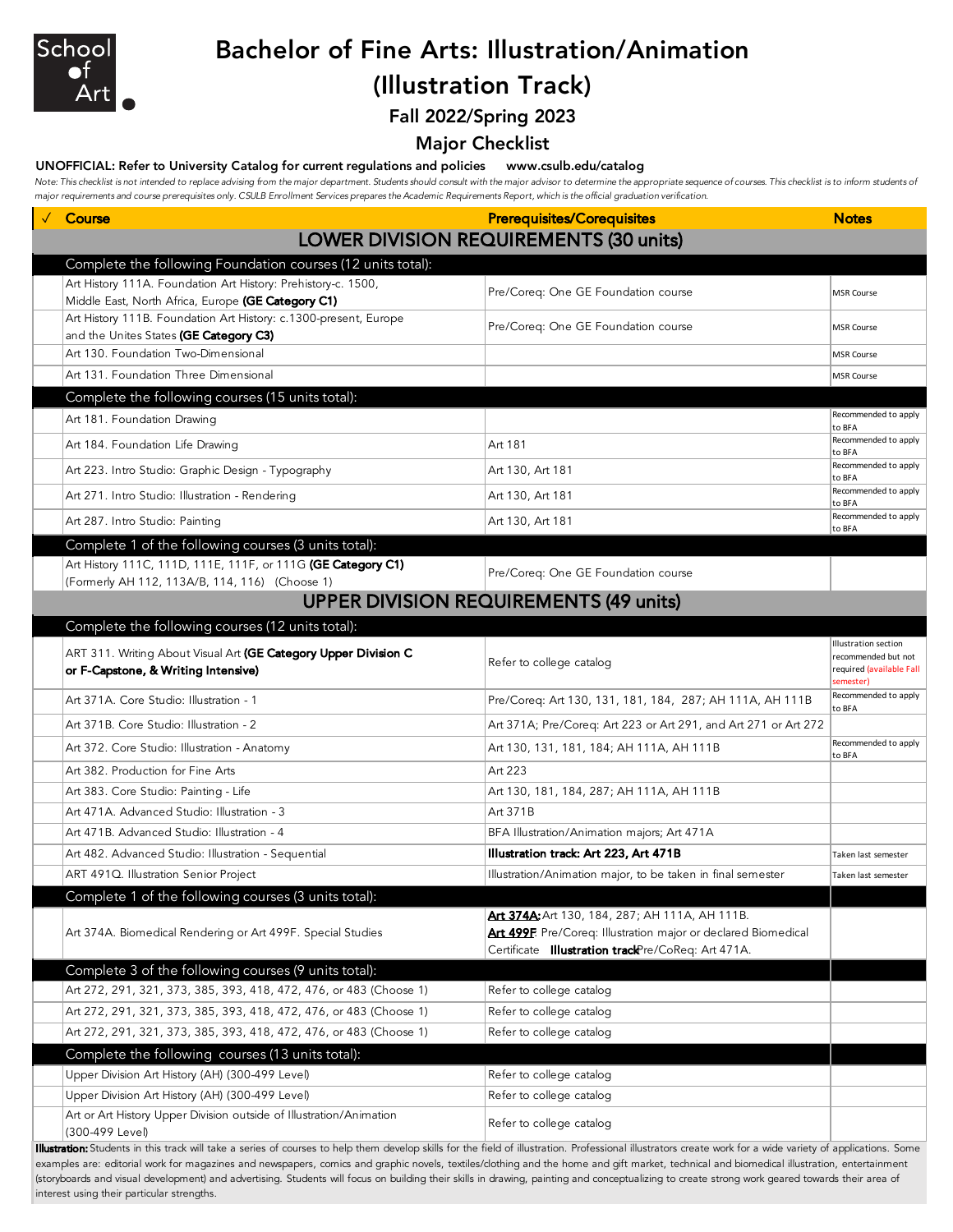School of Art

# Bachelor of Fine Arts: Illustration/Animation (Illustration Track)

## Fall 2022/Spring 2023

## Major Checklist

**UNOFFICIAL: Refer to University Catalog for current regulations and policies   www.csulb.edu/catalog**

*Note: This checklist is not intended to replace advising from the major department. Students should consult with the major advisor to determine the appropriate sequence of courses. This checklist is to inform students of major requirements and course prerequisites only. CSULB Enrollment Services prepares the Academic Requirements Report, which is the official graduation verification.*

| ✓ | Course | Prerequisites/Corequisites | Notes |
|---|---|---|---|
| | **LOWER DIVISION REQUIREMENTS (30 units)** | | |
| | Complete the following Foundation courses (12 units total): | | |
| | Art History 111A. Foundation Art History: Prehistory-c. 1500, Middle East, North Africa, Europe **(GE Category C1)** | Pre/Coreq: One GE Foundation course | MSR Course |
| | Art History 111B. Foundation Art History: c.1300-present, Europe and the Unites States **(GE Category C3)** | Pre/Coreq: One GE Foundation course | MSR Course |
| | Art 130. Foundation Two-Dimensional | | MSR Course |
| | Art 131. Foundation Three Dimensional | | MSR Course |
| | Complete the following courses (15 units total): | | |
| | Art 181. Foundation Drawing | | Recommended to apply to BFA |
| | Art 184. Foundation Life Drawing | Art 181 | Recommended to apply to BFA |
| | Art 223. Intro Studio: Graphic Design - Typography | Art 130, Art 181 | Recommended to apply to BFA |
| | Art 271. Intro Studio: Illustration - Rendering | Art 130, Art 181 | Recommended to apply to BFA |
| | Art 287. Intro Studio: Painting | Art 130, Art 181 | Recommended to apply to BFA |
| | Complete 1 of the following courses (3 units total): | | |
| | Art History 111C, 111D, 111E, 111F, or 111G **(GE Category C1)** (Formerly AH 112, 113A/B, 114, 116) (Choose 1) | Pre/Coreq: One GE Foundation course | |
| | **UPPER DIVISION REQUIREMENTS (49 units)** | | |
| | Complete the following courses (12 units total): | | |
| | ART 311. Writing About Visual Art **(GE Category Upper Division C or F-Capstone, & Writing Intensive)** | Refer to college catalog | Illustration section recommended but not required (available Fall semester) |
| | Art 371A. Core Studio: Illustration - 1 | Pre/Coreq: Art 130, 131, 181, 184, 287; AH 111A, AH 111B | Recommended to apply to BFA |
| | Art 371B. Core Studio: Illustration - 2 | Art 371A; Pre/Coreq: Art 223 or Art 291, and Art 271 or Art 272 | |
| | Art 372. Core Studio: Illustration - Anatomy | Art 130, 131, 181, 184; AH 111A, AH 111B | Recommended to apply to BFA |
| | Art 382. Production for Fine Arts | Art 223 | |
| | Art 383. Core Studio: Painting - Life | Art 130, 181, 184, 287; AH 111A, AH 111B | |
| | Art 471A. Advanced Studio: Illustration - 3 | Art 371B | |
| | Art 471B. Advanced Studio: Illustration - 4 | BFA Illustration/Animation majors; Art 471A | |
| | Art 482. Advanced Studio: Illustration - Sequential | **Illustration track: Art 223, Art 471B** | Taken last semester |
| | ART 491Q. Illustration Senior Project | Illustration/Animation major, to be taken in final semester | Taken last semester |
| | Complete 1 of the following courses (3 units total): | | |
| | Art 374A. Biomedical Rendering or Art 499F. Special Studies | **Art 374A:** Art 130, 184, 287; AH 111A, AH 111B. **Art 499F**: Pre/Coreq: Illustration major or declared Biomedical Certificate **Illustration track** Pre/CoReq: Art 471A. | |
| | Complete 3 of the following courses (9 units total): | | |
| | Art 272, 291, 321, 373, 385, 393, 418, 472, 476, or 483 (Choose 1) | Refer to college catalog | |
| | Art 272, 291, 321, 373, 385, 393, 418, 472, 476, or 483 (Choose 1) | Refer to college catalog | |
| | Art 272, 291, 321, 373, 385, 393, 418, 472, 476, or 483 (Choose 1) | Refer to college catalog | |
| | Complete the following courses (13 units total): | | |
| | Upper Division Art History (AH) (300-499 Level) | Refer to college catalog | |
| | Upper Division Art History (AH) (300-499 Level) | Refer to college catalog | |
| | Art or Art History Upper Division outside of Illustration/Animation (300-499 Level) | Refer to college catalog | |

**Illustration:** Students in this track will take a series of courses to help them develop skills for the field of illustration. Professional illustrators create work for a wide variety of applications. Some examples are: editorial work for magazines and newspapers, comics and graphic novels, textiles/clothing and the home and gift market, technical and biomedical illustration, entertainment (storyboards and visual development) and advertising. Students will focus on building their skills in drawing, painting and conceptualizing to create strong work geared towards their area of interest using their particular strengths.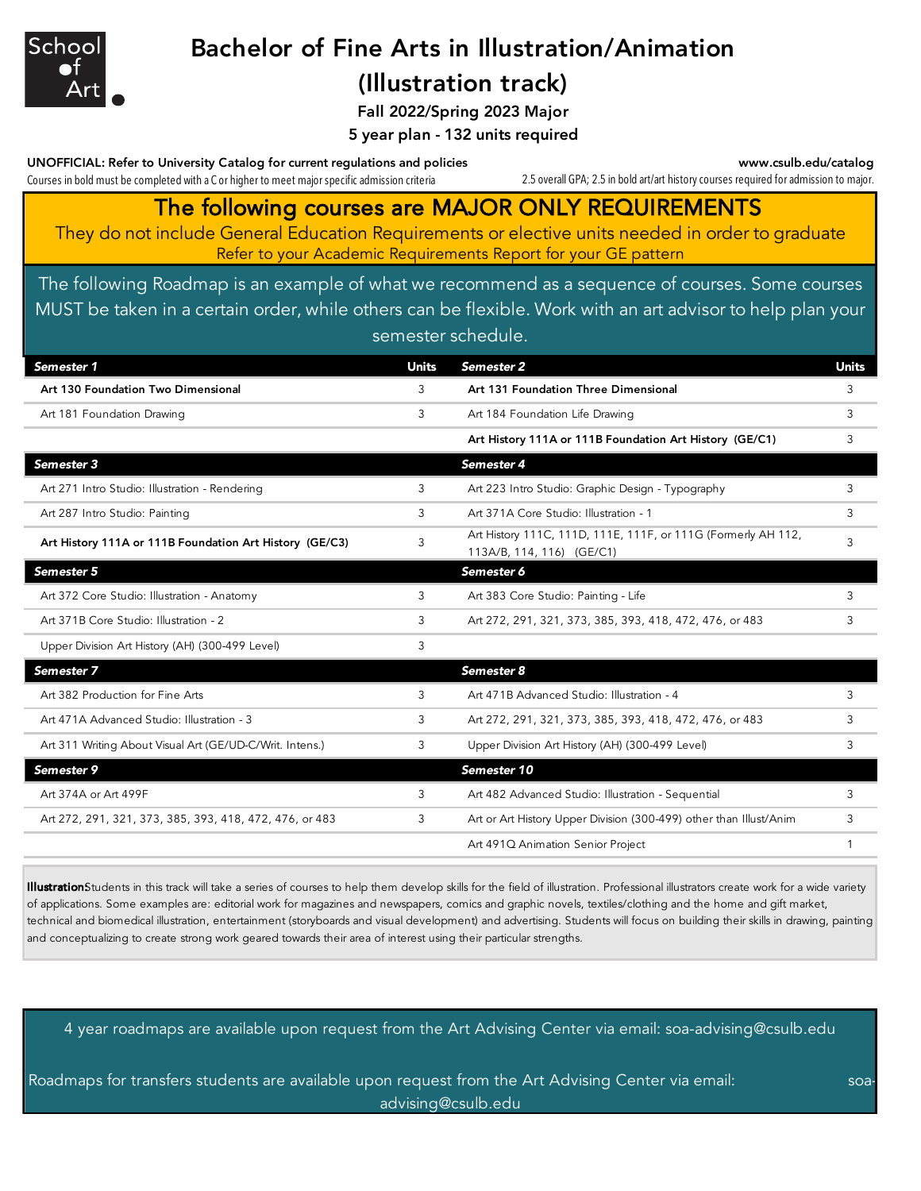# Bachelor of Fine Arts in Illustration/Animation

# (Illustration track)

**Fall 2022/Spring 2023 Major**

**5 year plan - 132 units required**

**UNOFFICIAL: Refer to University Catalog for current regulations and policies** — **www.csulb.edu/catalog**

Courses in bold must be completed with a C or higher to meet major specific admission criteria — 2.5 overall GPA; 2.5 in bold art/art history courses required for admission to major.

## The following courses are MAJOR ONLY REQUIREMENTS

They do not include General Education Requirements or elective units needed in order to graduate
Refer to your Academic Requirements Report for your GE pattern

The following Roadmap is an example of what we recommend as a sequence of courses. Some courses MUST be taken in a certain order, while others can be flexible. Work with an art advisor to help plan your semester schedule.

| ***Semester 1*** | **Units** | ***Semester 2*** | **Units** |
|---|---|---|---|
| **Art 130 Foundation Two Dimensional** | 3 | **Art 131 Foundation Three Dimensional** | 3 |
| Art 181 Foundation Drawing | 3 | Art 184 Foundation Life Drawing | 3 |
| | | **Art History 111A or 111B Foundation Art History (GE/C1)** | 3 |
| ***Semester 3*** | | ***Semester 4*** | |
| Art 271 Intro Studio: Illustration - Rendering | 3 | Art 223 Intro Studio: Graphic Design - Typography | 3 |
| Art 287 Intro Studio: Painting | 3 | Art 371A Core Studio: Illustration - 1 | 3 |
| **Art History 111A or 111B Foundation Art History (GE/C3)** | 3 | Art History 111C, 111D, 111E, 111F, or 111G (Formerly AH 112, 113A/B, 114, 116) (GE/C1) | 3 |
| ***Semester 5*** | | ***Semester 6*** | |
| Art 372 Core Studio: Illustration - Anatomy | 3 | Art 383 Core Studio: Painting - Life | 3 |
| Art 371B Core Studio: Illustration - 2 | 3 | Art 272, 291, 321, 373, 385, 393, 418, 472, 476, or 483 | 3 |
| Upper Division Art History (AH) (300-499 Level) | 3 | | |
| ***Semester 7*** | | ***Semester 8*** | |
| Art 382 Production for Fine Arts | 3 | Art 471B Advanced Studio: Illustration - 4 | 3 |
| Art 471A Advanced Studio: Illustration - 3 | 3 | Art 272, 291, 321, 373, 385, 393, 418, 472, 476, or 483 | 3 |
| Art 311 Writing About Visual Art (GE/UD-C/Writ. Intens.) | 3 | Upper Division Art History (AH) (300-499 Level) | 3 |
| ***Semester 9*** | | ***Semester 10*** | |
| Art 374A or Art 499F | 3 | Art 482 Advanced Studio: Illustration - Sequential | 3 |
| Art 272, 291, 321, 373, 385, 393, 418, 472, 476, or 483 | 3 | Art or Art History Upper Division (300-499) other than Illust/Anim | 3 |
| | | Art 491Q Animation Senior Project | 1 |

**Illustration**Students in this track will take a series of courses to help them develop skills for the field of illustration. Professional illustrators create work for a wide variety of applications. Some examples are: editorial work for magazines and newspapers, comics and graphic novels, textiles/clothing and the home and gift market, technical and biomedical illustration, entertainment (storyboards and visual development) and advertising. Students will focus on building their skills in drawing, painting and conceptualizing to create strong work geared towards their area of interest using their particular strengths.

4 year roadmaps are available upon request from the Art Advising Center via email: soa-advising@csulb.edu

Roadmaps for transfers students are available upon request from the Art Advising Center via email: soa-advising@csulb.edu